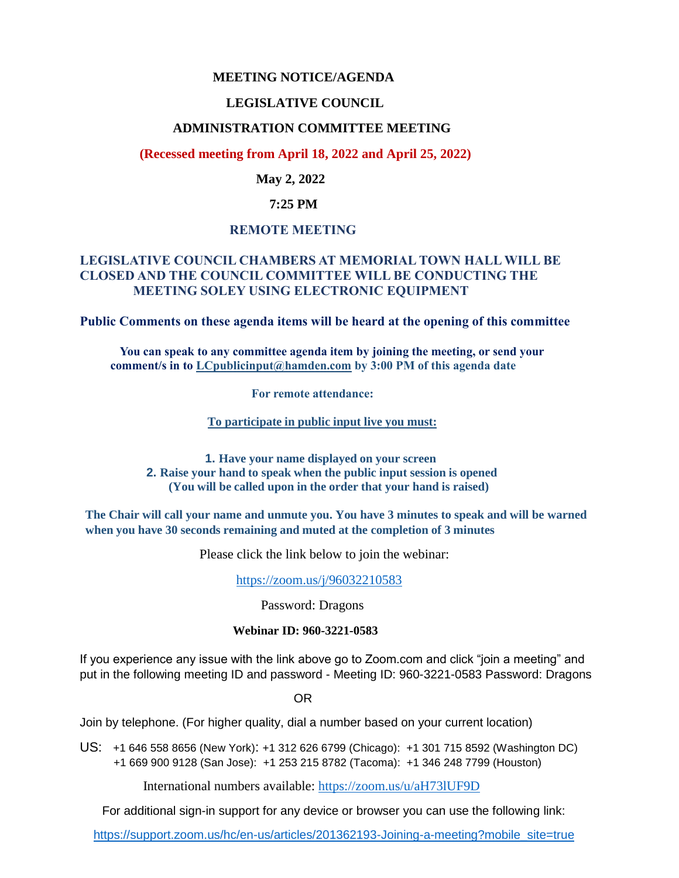# MEETING NOTICE/AGENDA

## LEGISLATIVE COUNCIL

## ADMINISTRATION COMMITTEE MEETING

**(Recessed meeting from April 18, 2022 and April 25, 2022)**

**May 2, 2022**

**7:25 PM**

**REMOTE MEETING**

**LEGISLATIVE COUNCIL CHAMBERS AT MEMORIAL TOWN HALL WILL BE CLOSED AND THE COUNCIL COMMITTEE WILL BE CONDUCTING THE MEETING SOLEY USING ELECTRONIC EQUIPMENT**

**Public Comments on these agenda items will be heard at the opening of this committee**

**You can speak to any committee agenda item by joining the meeting, or send your comment/s in to LCpublicinput@hamden.com by 3:00 PM of this agenda date**

**For remote attendance:**

**To participate in public input live you must:**

1. **Have your name displayed on your screen**
2. **Raise your hand to speak when the public input session is opened (You will be called upon in the order that your hand is raised)**

**The Chair will call your name and unmute you. You have 3 minutes to speak and will be warned when you have 30 seconds remaining and muted at the completion of 3 minutes**

Please click the link below to join the webinar:

https://zoom.us/j/96032210583

Password: Dragons

**Webinar ID: 960-3221-0583**

If you experience any issue with the link above go to Zoom.com and click "join a meeting" and put in the following meeting ID and password - Meeting ID: 960-3221-0583 Password: Dragons

OR

Join by telephone. (For higher quality, dial a number based on your current location)

US: +1 646 558 8656 (New York): +1 312 626 6799 (Chicago): +1 301 715 8592 (Washington DC) +1 669 900 9128 (San Jose): +1 253 215 8782 (Tacoma): +1 346 248 7799 (Houston)

International numbers available: https://zoom.us/u/aH73lUF9D

For additional sign-in support for any device or browser you can use the following link:

https://support.zoom.us/hc/en-us/articles/201362193-Joining-a-meeting?mobile_site=true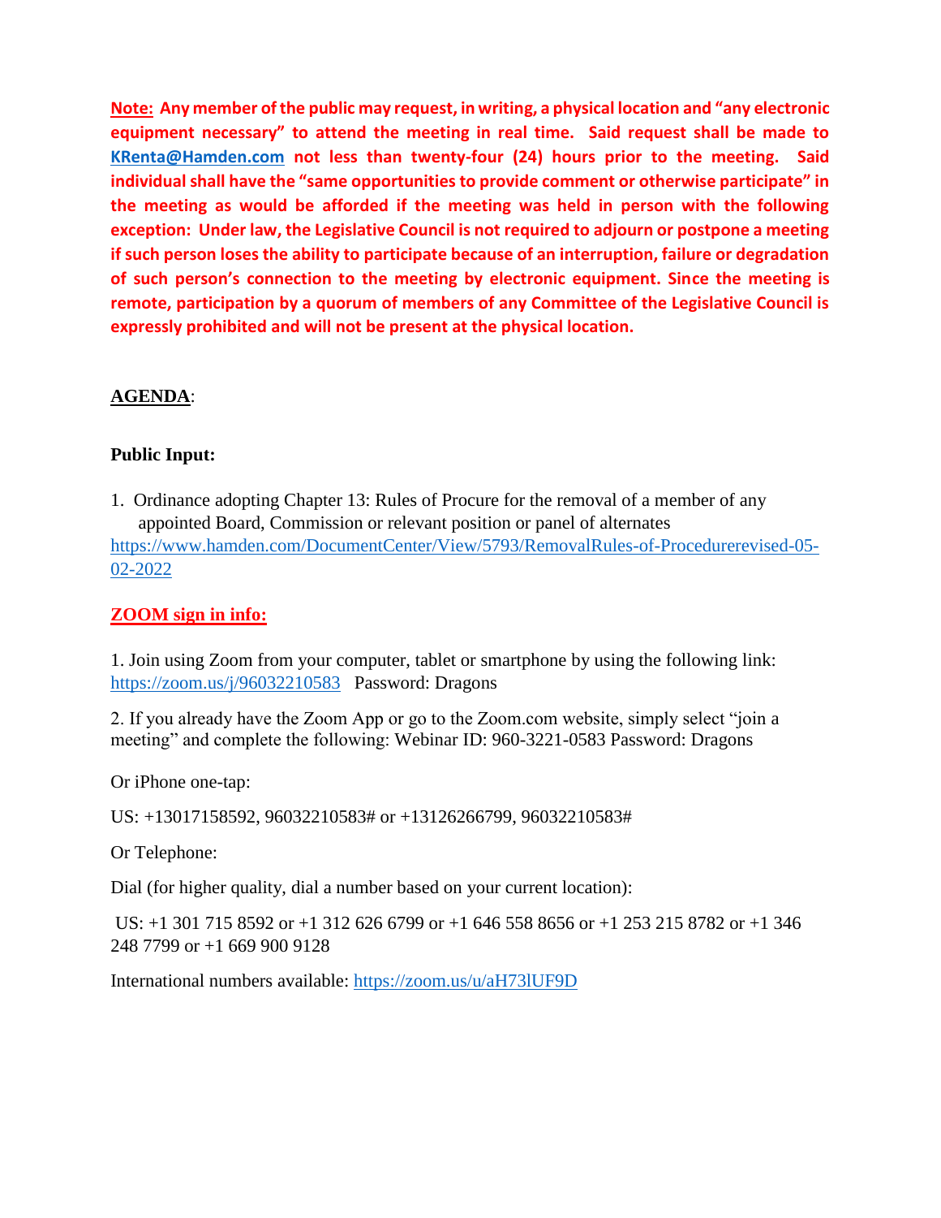**Note: Any member of the public may request, in writing, a physical location and "any electronic equipment necessary" to attend the meeting in real time. Said request shall be made to [KRenta@Hamden.com](mailto:KRenta@Hamden.com) not less than twenty-four (24) hours prior to the meeting. Said individual shall have the "same opportunities to provide comment or otherwise participate" in the meeting as would be afforded if the meeting was held in person with the following exception: Under law, the Legislative Council is not required to adjourn or postpone a meeting if such person loses the ability to participate because of an interruption, failure or degradation of such person's connection to the meeting by electronic equipment. Since the meeting is remote, participation by a quorum of members of any Committee of the Legislative Council is expressly prohibited and will not be present at the physical location.**

## AGENDA:

### Public Input:

1. Ordinance adopting Chapter 13: Rules of Procure for the removal of a member of any appointed Board, Commission or relevant position or panel of alternates
https://www.hamden.com/DocumentCenter/View/5793/RemovalRules-of-Procedurerevised-05-02-2022

### ZOOM sign in info:

1. Join using Zoom from your computer, tablet or smartphone by using the following link: https://zoom.us/j/96032210583 Password: Dragons

2. If you already have the Zoom App or go to the Zoom.com website, simply select "join a meeting" and complete the following: Webinar ID: 960-3221-0583 Password: Dragons

Or iPhone one-tap:

US: +13017158592, 96032210583# or +13126266799, 96032210583#

Or Telephone:

Dial (for higher quality, dial a number based on your current location):

US: +1 301 715 8592 or +1 312 626 6799 or +1 646 558 8656 or +1 253 215 8782 or +1 346 248 7799 or +1 669 900 9128

International numbers available: https://zoom.us/u/aH73lUF9D